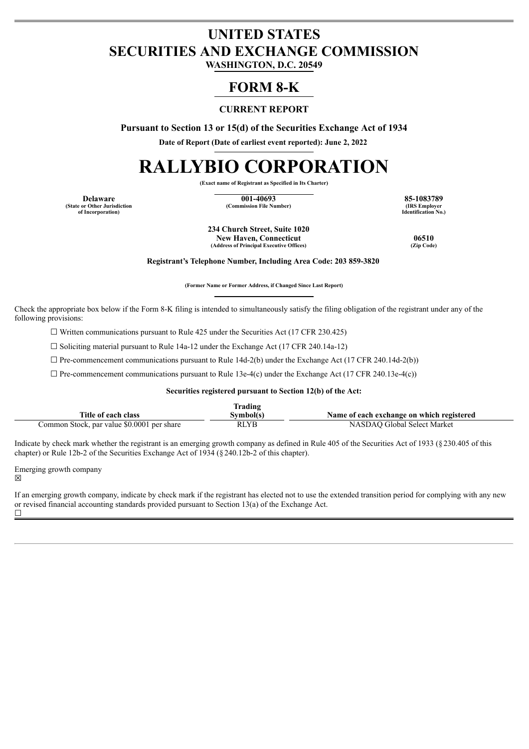# UNITED STATES
# SECURITIES AND EXCHANGE COMMISSION

**WASHINGTON, D.C. 20549**

# FORM 8-K

**CURRENT REPORT**

**Pursuant to Section 13 or 15(d) of the Securities Exchange Act of 1934**

**Date of Report (Date of earliest event reported): June 2, 2022**

# RALLYBIO CORPORATION

**(Exact name of Registrant as Specified in Its Charter)**

| Delaware | 001-40693 | 85-1083789 |
|---|---|---|
| (State or Other Jurisdiction of Incorporation) | (Commission File Number) | (IRS Employer Identification No.) |

**234 Church Street, Suite 1020**
**New Haven, Connecticut** **06510**
**(Address of Principal Executive Offices)** **(Zip Code)**

**Registrant's Telephone Number, Including Area Code: 203 859-3820**

**(Former Name or Former Address, if Changed Since Last Report)**

Check the appropriate box below if the Form 8-K filing is intended to simultaneously satisfy the filing obligation of the registrant under any of the following provisions:

☐ Written communications pursuant to Rule 425 under the Securities Act (17 CFR 230.425)

☐ Soliciting material pursuant to Rule 14a-12 under the Exchange Act (17 CFR 240.14a-12)

☐ Pre-commencement communications pursuant to Rule 14d-2(b) under the Exchange Act (17 CFR 240.14d-2(b))

☐ Pre-commencement communications pursuant to Rule 13e-4(c) under the Exchange Act (17 CFR 240.13e-4(c))

**Securities registered pursuant to Section 12(b) of the Act:**

| Title of each class | Trading Symbol(s) | Name of each exchange on which registered |
|---|---|---|
| Common Stock, par value $0.0001 per share | RLYB | NASDAQ Global Select Market |

Indicate by check mark whether the registrant is an emerging growth company as defined in Rule 405 of the Securities Act of 1933 (§230.405 of this chapter) or Rule 12b-2 of the Securities Exchange Act of 1934 (§240.12b-2 of this chapter).

Emerging growth company
☒

If an emerging growth company, indicate by check mark if the registrant has elected not to use the extended transition period for complying with any new or revised financial accounting standards provided pursuant to Section 13(a) of the Exchange Act.
☐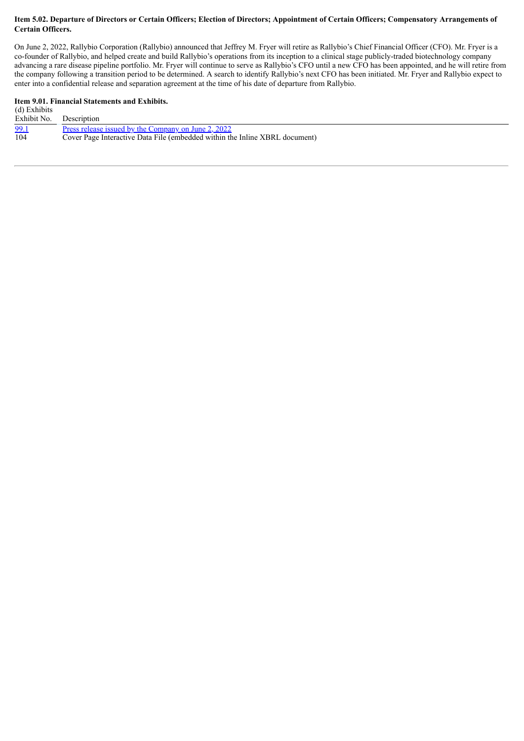**Item 5.02. Departure of Directors or Certain Officers; Election of Directors; Appointment of Certain Officers; Compensatory Arrangements of Certain Officers.**

On June 2, 2022, Rallybio Corporation (Rallybio) announced that Jeffrey M. Fryer will retire as Rallybio's Chief Financial Officer (CFO). Mr. Fryer is a co-founder of Rallybio, and helped create and build Rallybio's operations from its inception to a clinical stage publicly-traded biotechnology company advancing a rare disease pipeline portfolio. Mr. Fryer will continue to serve as Rallybio's CFO until a new CFO has been appointed, and he will retire from the company following a transition period to be determined. A search to identify Rallybio's next CFO has been initiated. Mr. Fryer and Rallybio expect to enter into a confidential release and separation agreement at the time of his date of departure from Rallybio.

**Item 9.01. Financial Statements and Exhibits.**

(d) Exhibits

| Exhibit No. | Description |
|---|---|
| 99.1 | Press release issued by the Company on June 2, 2022 |
| 104 | Cover Page Interactive Data File (embedded within the Inline XBRL document) |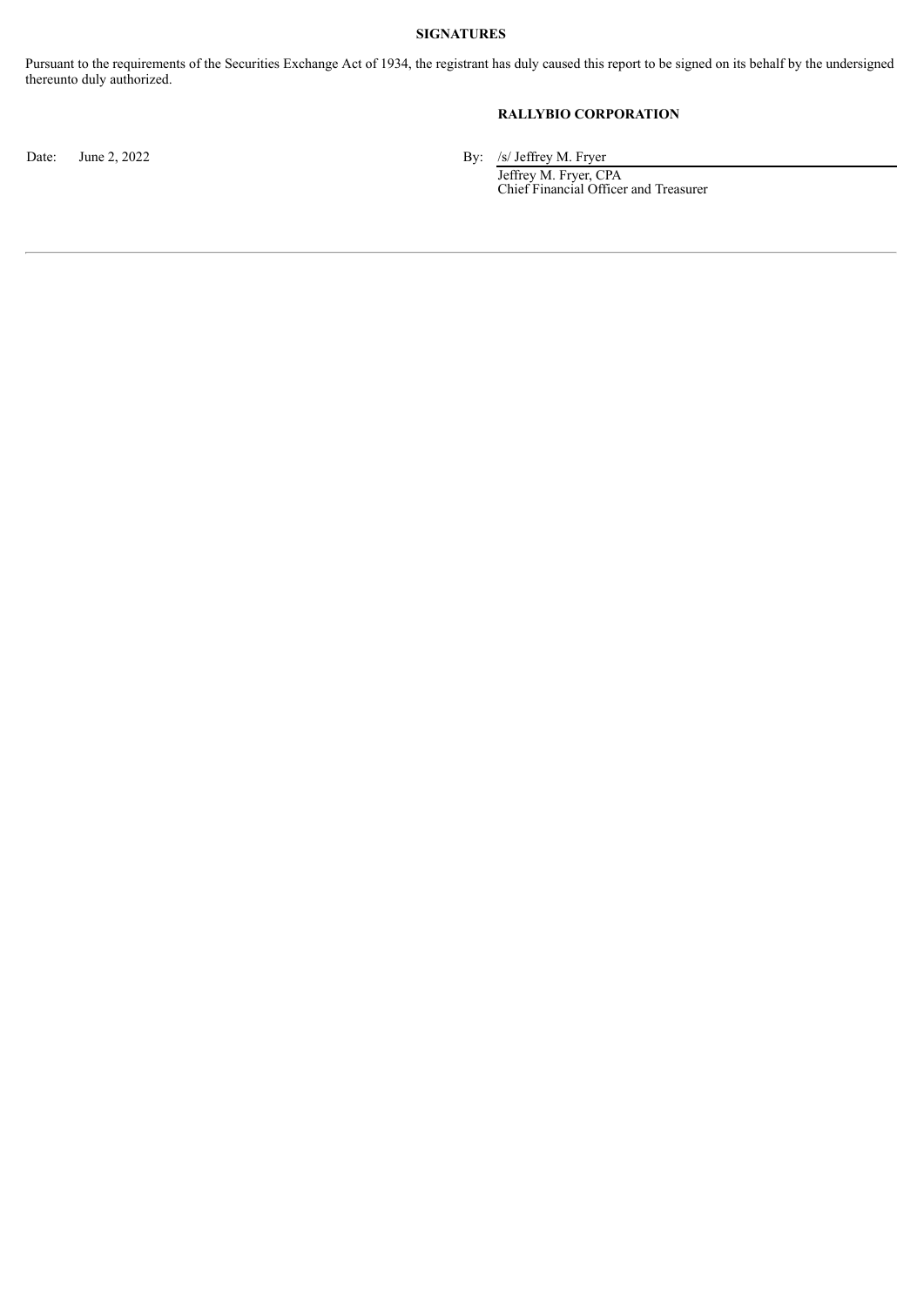**SIGNATURES**

Pursuant to the requirements of the Securities Exchange Act of 1934, the registrant has duly caused this report to be signed on its behalf by the undersigned thereunto duly authorized.

**RALLYBIO CORPORATION**

Date: June 2, 2022

By: /s/ Jeffrey M. Fryer

Jeffrey M. Fryer, CPA
Chief Financial Officer and Treasurer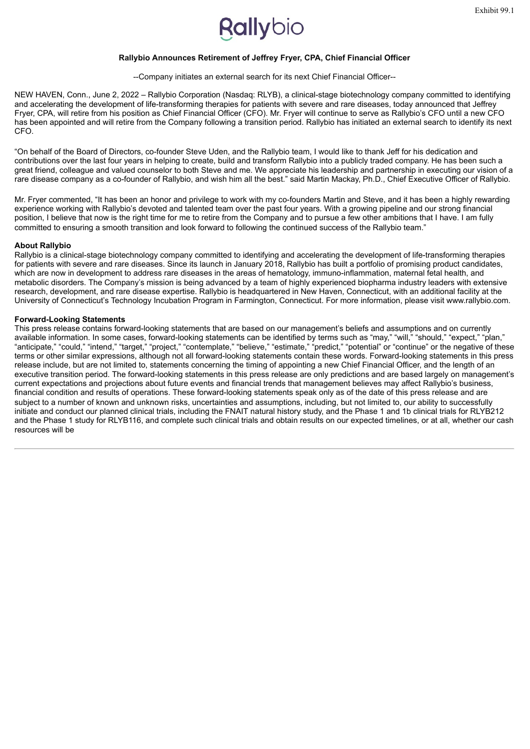Exhibit 99.1

**Rallybio Announces Retirement of Jeffrey Fryer, CPA, Chief Financial Officer**

--Company initiates an external search for its next Chief Financial Officer--

NEW HAVEN, Conn., June 2, 2022 – Rallybio Corporation (Nasdaq: RLYB), a clinical-stage biotechnology company committed to identifying and accelerating the development of life-transforming therapies for patients with severe and rare diseases, today announced that Jeffrey Fryer, CPA, will retire from his position as Chief Financial Officer (CFO). Mr. Fryer will continue to serve as Rallybio's CFO until a new CFO has been appointed and will retire from the Company following a transition period. Rallybio has initiated an external search to identify its next CFO.

"On behalf of the Board of Directors, co-founder Steve Uden, and the Rallybio team, I would like to thank Jeff for his dedication and contributions over the last four years in helping to create, build and transform Rallybio into a publicly traded company. He has been such a great friend, colleague and valued counselor to both Steve and me. We appreciate his leadership and partnership in executing our vision of a rare disease company as a co-founder of Rallybio, and wish him all the best." said Martin Mackay, Ph.D., Chief Executive Officer of Rallybio.

Mr. Fryer commented, "It has been an honor and privilege to work with my co-founders Martin and Steve, and it has been a highly rewarding experience working with Rallybio's devoted and talented team over the past four years. With a growing pipeline and our strong financial position, I believe that now is the right time for me to retire from the Company and to pursue a few other ambitions that I have. I am fully committed to ensuring a smooth transition and look forward to following the continued success of the Rallybio team."

**About Rallybio**

Rallybio is a clinical-stage biotechnology company committed to identifying and accelerating the development of life-transforming therapies for patients with severe and rare diseases. Since its launch in January 2018, Rallybio has built a portfolio of promising product candidates, which are now in development to address rare diseases in the areas of hematology, immuno-inflammation, maternal fetal health, and metabolic disorders. The Company's mission is being advanced by a team of highly experienced biopharma industry leaders with extensive research, development, and rare disease expertise. Rallybio is headquartered in New Haven, Connecticut, with an additional facility at the University of Connecticut's Technology Incubation Program in Farmington, Connecticut. For more information, please visit www.rallybio.com.

**Forward-Looking Statements**

This press release contains forward-looking statements that are based on our management's beliefs and assumptions and on currently available information. In some cases, forward-looking statements can be identified by terms such as "may," "will," "should," "expect," "plan," "anticipate," "could," "intend," "target," "project," "contemplate," "believe," "estimate," "predict," "potential" or "continue" or the negative of these terms or other similar expressions, although not all forward-looking statements contain these words. Forward-looking statements in this press release include, but are not limited to, statements concerning the timing of appointing a new Chief Financial Officer, and the length of an executive transition period. The forward-looking statements in this press release are only predictions and are based largely on management's current expectations and projections about future events and financial trends that management believes may affect Rallybio's business, financial condition and results of operations. These forward-looking statements speak only as of the date of this press release and are subject to a number of known and unknown risks, uncertainties and assumptions, including, but not limited to, our ability to successfully initiate and conduct our planned clinical trials, including the FNAIT natural history study, and the Phase 1 and 1b clinical trials for RLYB212 and the Phase 1 study for RLYB116, and complete such clinical trials and obtain results on our expected timelines, or at all, whether our cash resources will be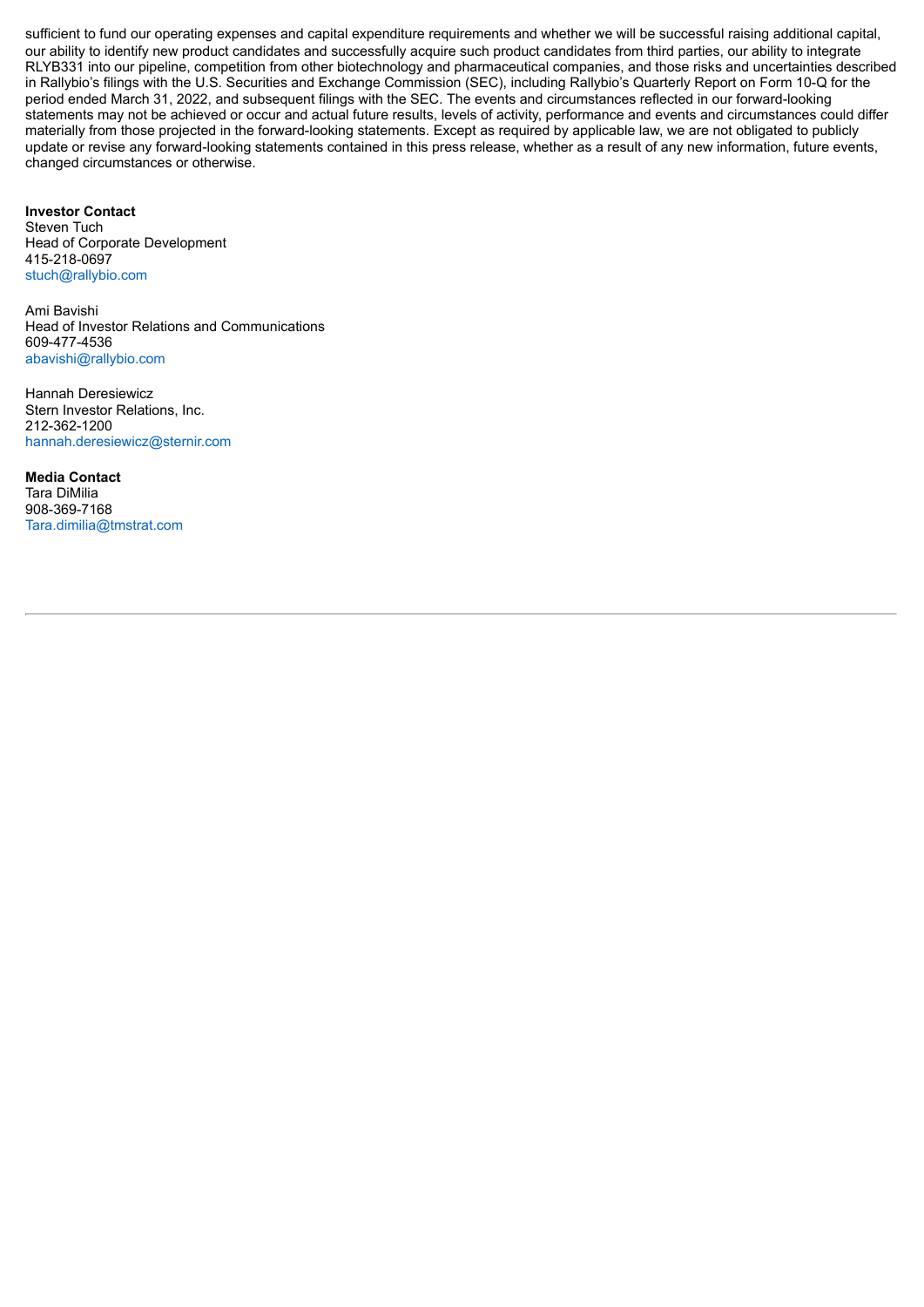sufficient to fund our operating expenses and capital expenditure requirements and whether we will be successful raising additional capital, our ability to identify new product candidates and successfully acquire such product candidates from third parties, our ability to integrate RLYB331 into our pipeline, competition from other biotechnology and pharmaceutical companies, and those risks and uncertainties described in Rallybio's filings with the U.S. Securities and Exchange Commission (SEC), including Rallybio's Quarterly Report on Form 10-Q for the period ended March 31, 2022, and subsequent filings with the SEC. The events and circumstances reflected in our forward-looking statements may not be achieved or occur and actual future results, levels of activity, performance and events and circumstances could differ materially from those projected in the forward-looking statements. Except as required by applicable law, we are not obligated to publicly update or revise any forward-looking statements contained in this press release, whether as a result of any new information, future events, changed circumstances or otherwise.

**Investor Contact**
Steven Tuch
Head of Corporate Development
415-218-0697
stuch@rallybio.com

Ami Bavishi
Head of Investor Relations and Communications
609-477-4536
abavishi@rallybio.com

Hannah Deresiewicz
Stern Investor Relations, Inc.
212-362-1200
hannah.deresiewicz@sternir.com

**Media Contact**
Tara DiMilia
908-369-7168
Tara.dimilia@tmstrat.com